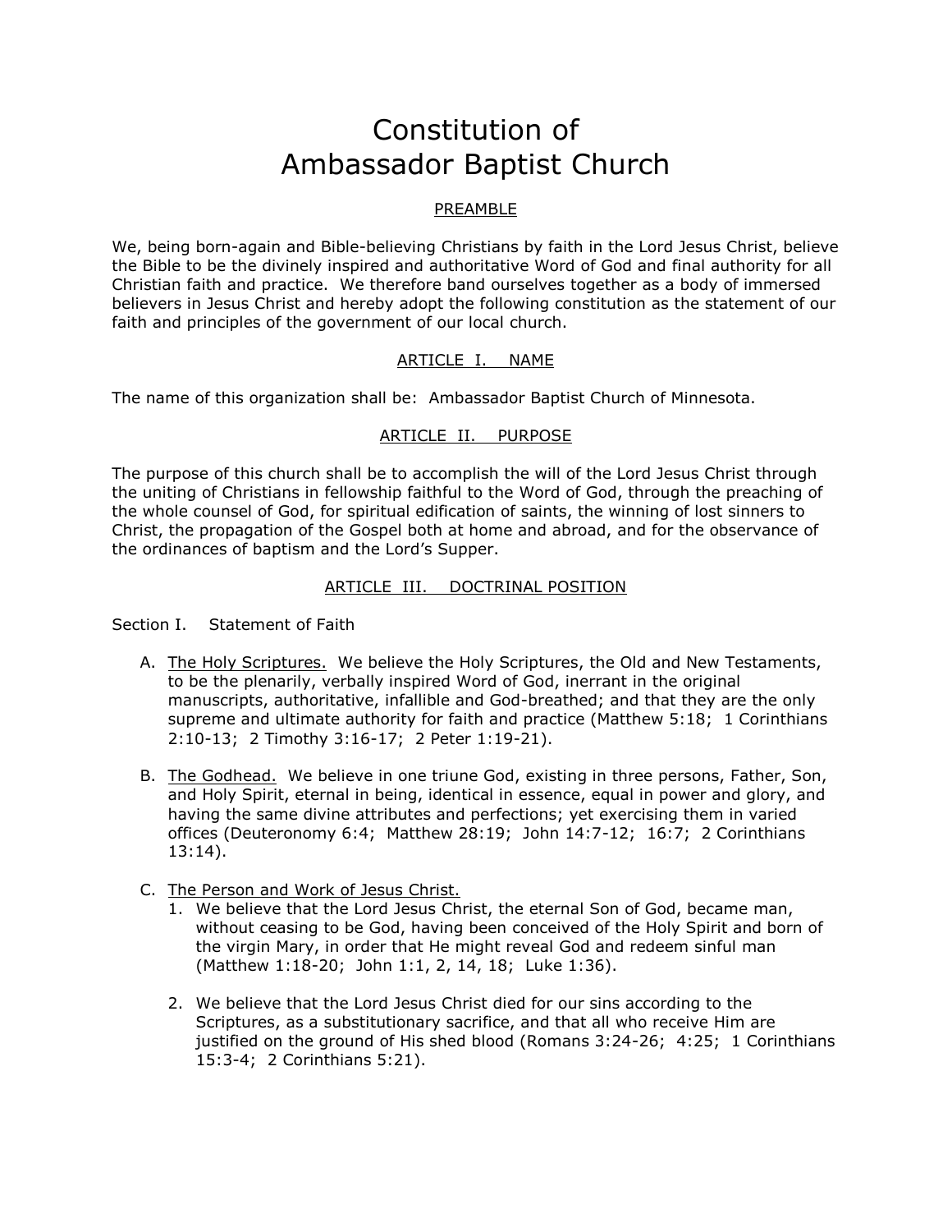# Constitution of Ambassador Baptist Church

## PREAMBLE

We, being born-again and Bible-believing Christians by faith in the Lord Jesus Christ, believe the Bible to be the divinely inspired and authoritative Word of God and final authority for all Christian faith and practice. We therefore band ourselves together as a body of immersed believers in Jesus Christ and hereby adopt the following constitution as the statement of our faith and principles of the government of our local church.

## ARTICLE I. NAME

The name of this organization shall be: Ambassador Baptist Church of Minnesota.

## ARTICLE II. PURPOSE

The purpose of this church shall be to accomplish the will of the Lord Jesus Christ through the uniting of Christians in fellowship faithful to the Word of God, through the preaching of the whole counsel of God, for spiritual edification of saints, the winning of lost sinners to Christ, the propagation of the Gospel both at home and abroad, and for the observance of the ordinances of baptism and the Lord's Supper.

## ARTICLE III. DOCTRINAL POSITION

Section I. Statement of Faith

A. The Holy Scriptures. We believe the Holy Scriptures, the Old and New Testaments, to be the plenarily, verbally inspired Word of God, inerrant in the original manuscripts, authoritative, infallible and God-breathed; and that they are the only supreme and ultimate authority for faith and practice (Matthew 5:18; 1 Corinthians 2:10-13; 2 Timothy 3:16-17; 2 Peter 1:19-21).

B. The Godhead. We believe in one triune God, existing in three persons, Father, Son, and Holy Spirit, eternal in being, identical in essence, equal in power and glory, and having the same divine attributes and perfections; yet exercising them in varied offices (Deuteronomy 6:4; Matthew 28:19; John 14:7-12; 16:7; 2 Corinthians 13:14).

C. The Person and Work of Jesus Christ.

1. We believe that the Lord Jesus Christ, the eternal Son of God, became man, without ceasing to be God, having been conceived of the Holy Spirit and born of the virgin Mary, in order that He might reveal God and redeem sinful man (Matthew 1:18-20; John 1:1, 2, 14, 18; Luke 1:36).

2. We believe that the Lord Jesus Christ died for our sins according to the Scriptures, as a substitutionary sacrifice, and that all who receive Him are justified on the ground of His shed blood (Romans 3:24-26; 4:25; 1 Corinthians 15:3-4; 2 Corinthians 5:21).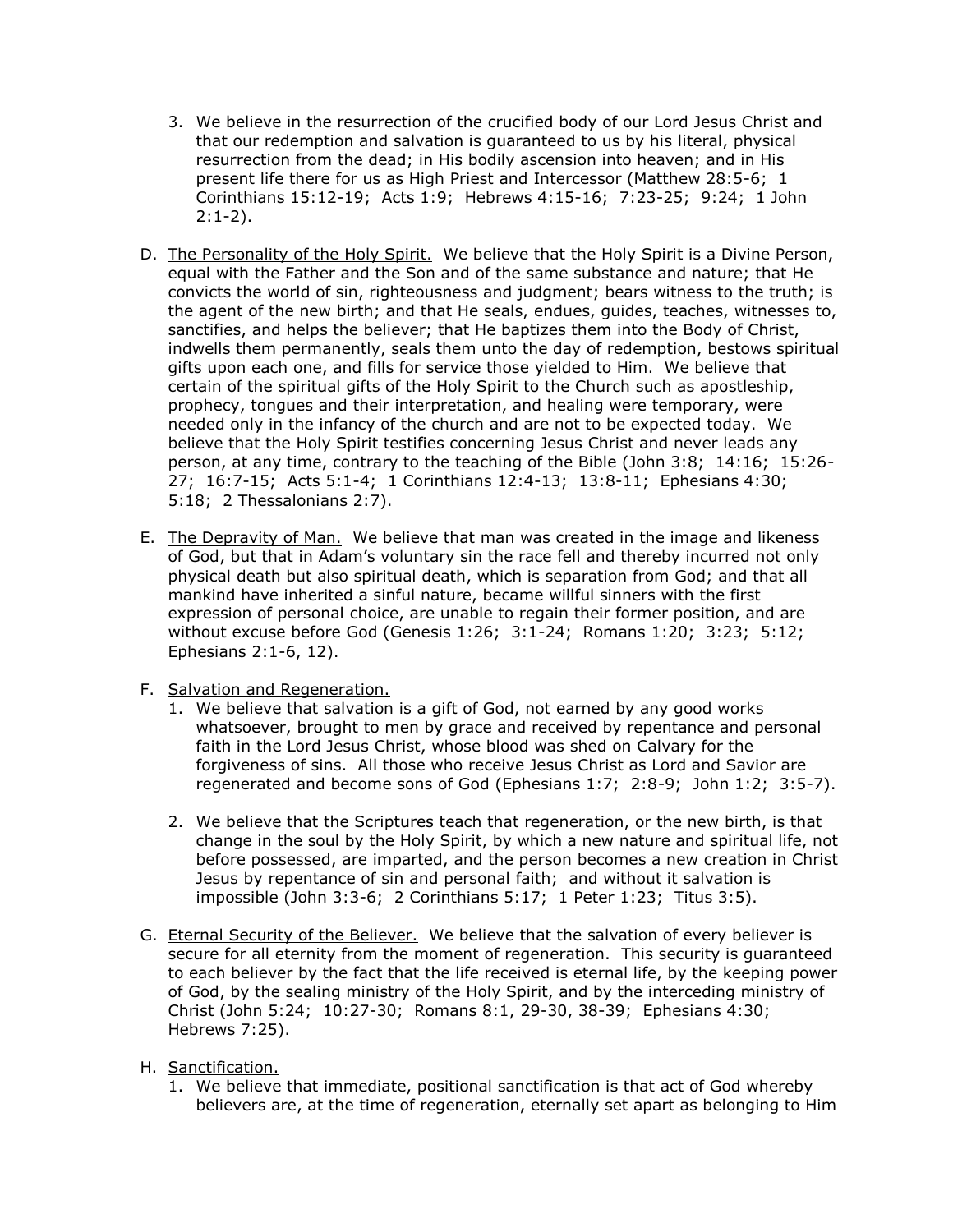3. We believe in the resurrection of the crucified body of our Lord Jesus Christ and that our redemption and salvation is guaranteed to us by his literal, physical resurrection from the dead; in His bodily ascension into heaven; and in His present life there for us as High Priest and Intercessor (Matthew 28:5-6; 1 Corinthians 15:12-19; Acts 1:9; Hebrews 4:15-16; 7:23-25; 9:24; 1 John 2:1-2).

D. The Personality of the Holy Spirit. We believe that the Holy Spirit is a Divine Person, equal with the Father and the Son and of the same substance and nature; that He convicts the world of sin, righteousness and judgment; bears witness to the truth; is the agent of the new birth; and that He seals, endues, guides, teaches, witnesses to, sanctifies, and helps the believer; that He baptizes them into the Body of Christ, indwells them permanently, seals them unto the day of redemption, bestows spiritual gifts upon each one, and fills for service those yielded to Him. We believe that certain of the spiritual gifts of the Holy Spirit to the Church such as apostleship, prophecy, tongues and their interpretation, and healing were temporary, were needed only in the infancy of the church and are not to be expected today. We believe that the Holy Spirit testifies concerning Jesus Christ and never leads any person, at any time, contrary to the teaching of the Bible (John 3:8; 14:16; 15:26-27; 16:7-15; Acts 5:1-4; 1 Corinthians 12:4-13; 13:8-11; Ephesians 4:30; 5:18; 2 Thessalonians 2:7).

E. The Depravity of Man. We believe that man was created in the image and likeness of God, but that in Adam's voluntary sin the race fell and thereby incurred not only physical death but also spiritual death, which is separation from God; and that all mankind have inherited a sinful nature, became willful sinners with the first expression of personal choice, are unable to regain their former position, and are without excuse before God (Genesis 1:26; 3:1-24; Romans 1:20; 3:23; 5:12; Ephesians 2:1-6, 12).

F. Salvation and Regeneration.

1. We believe that salvation is a gift of God, not earned by any good works whatsoever, brought to men by grace and received by repentance and personal faith in the Lord Jesus Christ, whose blood was shed on Calvary for the forgiveness of sins. All those who receive Jesus Christ as Lord and Savior are regenerated and become sons of God (Ephesians 1:7; 2:8-9; John 1:2; 3:5-7).

2. We believe that the Scriptures teach that regeneration, or the new birth, is that change in the soul by the Holy Spirit, by which a new nature and spiritual life, not before possessed, are imparted, and the person becomes a new creation in Christ Jesus by repentance of sin and personal faith; and without it salvation is impossible (John 3:3-6; 2 Corinthians 5:17; 1 Peter 1:23; Titus 3:5).

G. Eternal Security of the Believer. We believe that the salvation of every believer is secure for all eternity from the moment of regeneration. This security is guaranteed to each believer by the fact that the life received is eternal life, by the keeping power of God, by the sealing ministry of the Holy Spirit, and by the interceding ministry of Christ (John 5:24; 10:27-30; Romans 8:1, 29-30, 38-39; Ephesians 4:30; Hebrews 7:25).

H. Sanctification.

1. We believe that immediate, positional sanctification is that act of God whereby believers are, at the time of regeneration, eternally set apart as belonging to Him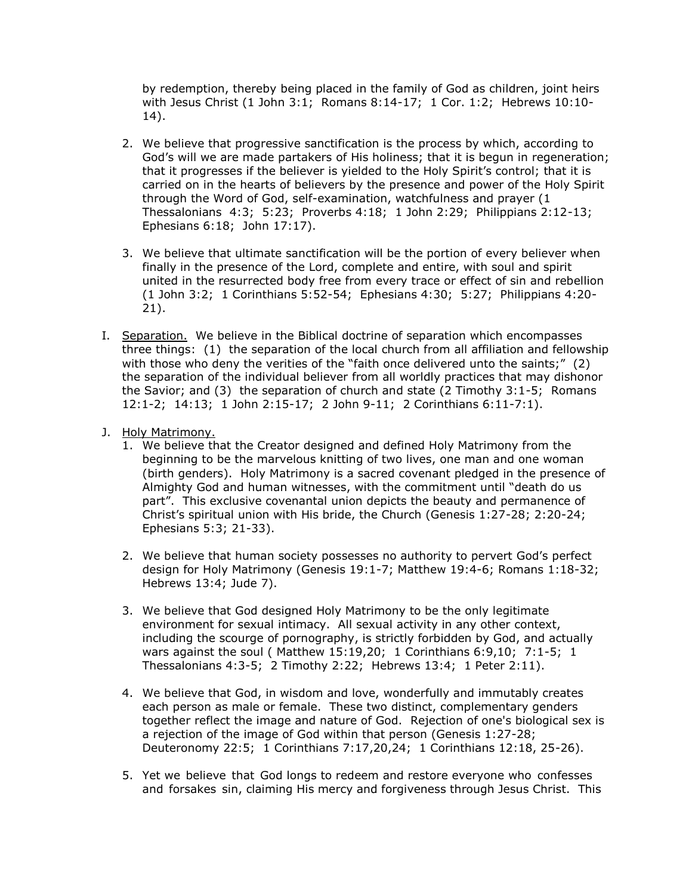by redemption, thereby being placed in the family of God as children, joint heirs with Jesus Christ (1 John 3:1; Romans 8:14-17; 1 Cor. 1:2; Hebrews 10:10-14).

2. We believe that progressive sanctification is the process by which, according to God's will we are made partakers of His holiness; that it is begun in regeneration; that it progresses if the believer is yielded to the Holy Spirit's control; that it is carried on in the hearts of believers by the presence and power of the Holy Spirit through the Word of God, self-examination, watchfulness and prayer (1 Thessalonians 4:3; 5:23; Proverbs 4:18; 1 John 2:29; Philippians 2:12-13; Ephesians 6:18; John 17:17).

3. We believe that ultimate sanctification will be the portion of every believer when finally in the presence of the Lord, complete and entire, with soul and spirit united in the resurrected body free from every trace or effect of sin and rebellion (1 John 3:2; 1 Corinthians 5:52-54; Ephesians 4:30; 5:27; Philippians 4:20-21).

I. <u>Separation.</u> We believe in the Biblical doctrine of separation which encompasses three things: (1) the separation of the local church from all affiliation and fellowship with those who deny the verities of the "faith once delivered unto the saints;" (2) the separation of the individual believer from all worldly practices that may dishonor the Savior; and (3) the separation of church and state (2 Timothy 3:1-5; Romans 12:1-2; 14:13; 1 John 2:15-17; 2 John 9-11; 2 Corinthians 6:11-7:1).

J. <u>Holy Matrimony.</u>

1. We believe that the Creator designed and defined Holy Matrimony from the beginning to be the marvelous knitting of two lives, one man and one woman (birth genders). Holy Matrimony is a sacred covenant pledged in the presence of Almighty God and human witnesses, with the commitment until "death do us part". This exclusive covenantal union depicts the beauty and permanence of Christ's spiritual union with His bride, the Church (Genesis 1:27-28; 2:20-24; Ephesians 5:3; 21-33).

2. We believe that human society possesses no authority to pervert God's perfect design for Holy Matrimony (Genesis 19:1-7; Matthew 19:4-6; Romans 1:18-32; Hebrews 13:4; Jude 7).

3. We believe that God designed Holy Matrimony to be the only legitimate environment for sexual intimacy. All sexual activity in any other context, including the scourge of pornography, is strictly forbidden by God, and actually wars against the soul ( Matthew 15:19,20; 1 Corinthians 6:9,10; 7:1-5; 1 Thessalonians 4:3-5; 2 Timothy 2:22; Hebrews 13:4; 1 Peter 2:11).

4. We believe that God, in wisdom and love, wonderfully and immutably creates each person as male or female. These two distinct, complementary genders together reflect the image and nature of God. Rejection of one's biological sex is a rejection of the image of God within that person (Genesis 1:27-28; Deuteronomy 22:5; 1 Corinthians 7:17,20,24; 1 Corinthians 12:18, 25-26).

5. Yet we believe that God longs to redeem and restore everyone who confesses and forsakes sin, claiming His mercy and forgiveness through Jesus Christ. This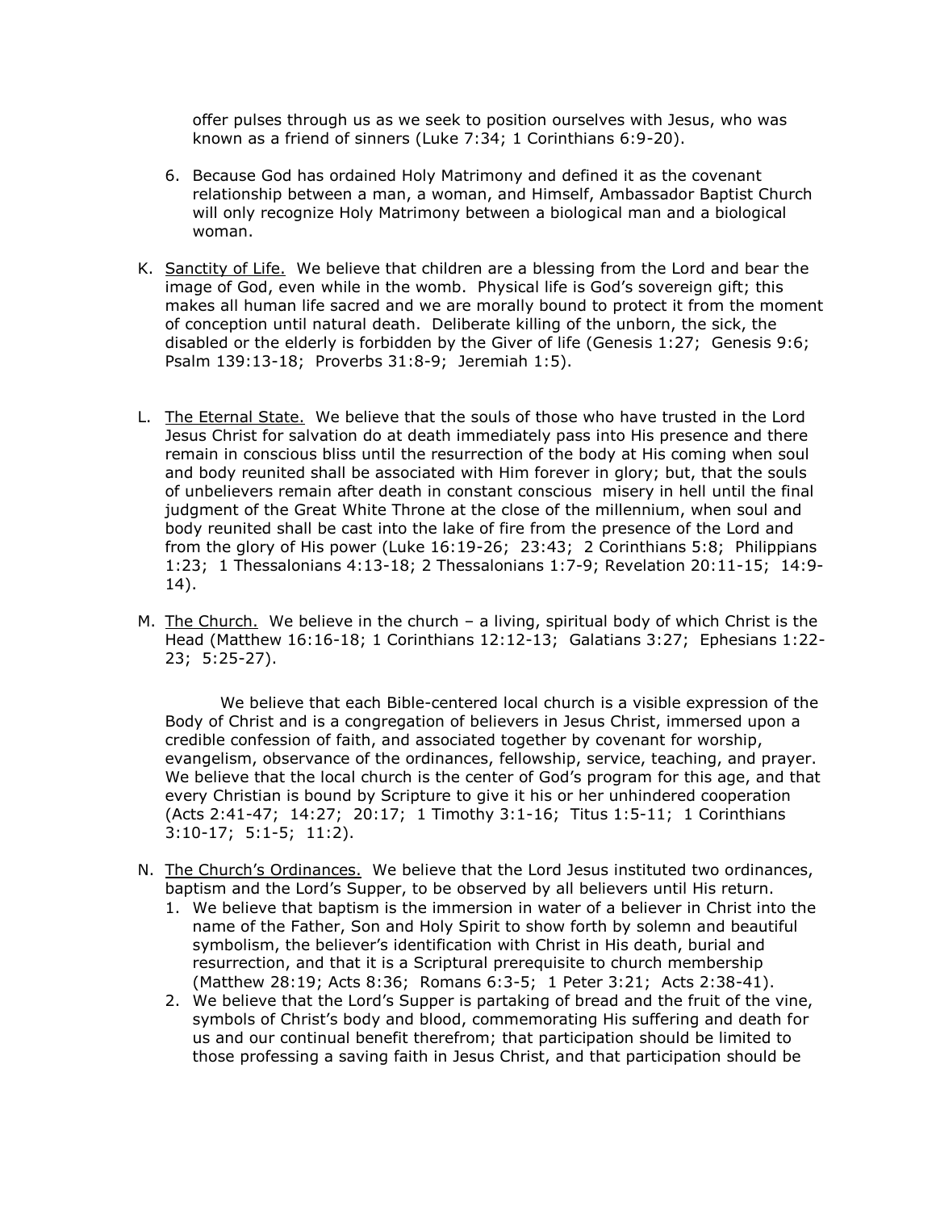offer pulses through us as we seek to position ourselves with Jesus, who was known as a friend of sinners (Luke 7:34; 1 Corinthians 6:9-20).

6. Because God has ordained Holy Matrimony and defined it as the covenant relationship between a man, a woman, and Himself, Ambassador Baptist Church will only recognize Holy Matrimony between a biological man and a biological woman.

K. Sanctity of Life. We believe that children are a blessing from the Lord and bear the image of God, even while in the womb. Physical life is God's sovereign gift; this makes all human life sacred and we are morally bound to protect it from the moment of conception until natural death. Deliberate killing of the unborn, the sick, the disabled or the elderly is forbidden by the Giver of life (Genesis 1:27; Genesis 9:6; Psalm 139:13-18; Proverbs 31:8-9; Jeremiah 1:5).

L. The Eternal State. We believe that the souls of those who have trusted in the Lord Jesus Christ for salvation do at death immediately pass into His presence and there remain in conscious bliss until the resurrection of the body at His coming when soul and body reunited shall be associated with Him forever in glory; but, that the souls of unbelievers remain after death in constant conscious misery in hell until the final judgment of the Great White Throne at the close of the millennium, when soul and body reunited shall be cast into the lake of fire from the presence of the Lord and from the glory of His power (Luke 16:19-26; 23:43; 2 Corinthians 5:8; Philippians 1:23; 1 Thessalonians 4:13-18; 2 Thessalonians 1:7-9; Revelation 20:11-15; 14:9-14).

M. The Church. We believe in the church – a living, spiritual body of which Christ is the Head (Matthew 16:16-18; 1 Corinthians 12:12-13; Galatians 3:27; Ephesians 1:22-23; 5:25-27).

We believe that each Bible-centered local church is a visible expression of the Body of Christ and is a congregation of believers in Jesus Christ, immersed upon a credible confession of faith, and associated together by covenant for worship, evangelism, observance of the ordinances, fellowship, service, teaching, and prayer. We believe that the local church is the center of God's program for this age, and that every Christian is bound by Scripture to give it his or her unhindered cooperation (Acts 2:41-47; 14:27; 20:17; 1 Timothy 3:1-16; Titus 1:5-11; 1 Corinthians 3:10-17; 5:1-5; 11:2).

N. The Church's Ordinances. We believe that the Lord Jesus instituted two ordinances, baptism and the Lord's Supper, to be observed by all believers until His return.
   1. We believe that baptism is the immersion in water of a believer in Christ into the name of the Father, Son and Holy Spirit to show forth by solemn and beautiful symbolism, the believer's identification with Christ in His death, burial and resurrection, and that it is a Scriptural prerequisite to church membership (Matthew 28:19; Acts 8:36; Romans 6:3-5; 1 Peter 3:21; Acts 2:38-41).
   2. We believe that the Lord's Supper is partaking of bread and the fruit of the vine, symbols of Christ's body and blood, commemorating His suffering and death for us and our continual benefit therefrom; that participation should be limited to those professing a saving faith in Jesus Christ, and that participation should be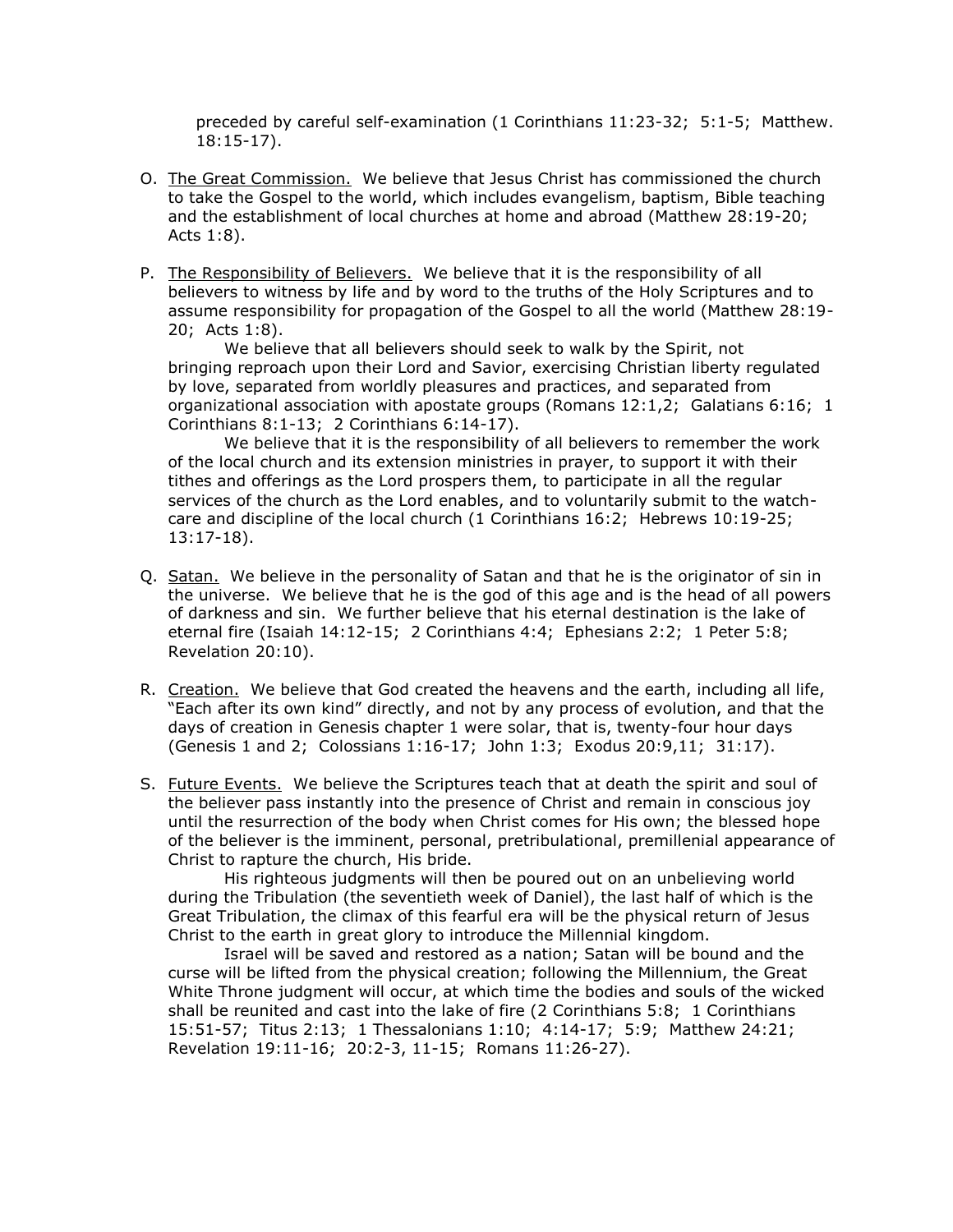preceded by careful self-examination (1 Corinthians 11:23-32; 5:1-5; Matthew. 18:15-17).

O. <u>The Great Commission.</u> We believe that Jesus Christ has commissioned the church to take the Gospel to the world, which includes evangelism, baptism, Bible teaching and the establishment of local churches at home and abroad (Matthew 28:19-20; Acts 1:8).

P. <u>The Responsibility of Believers.</u> We believe that it is the responsibility of all believers to witness by life and by word to the truths of the Holy Scriptures and to assume responsibility for propagation of the Gospel to all the world (Matthew 28:19-20; Acts 1:8).

   We believe that all believers should seek to walk by the Spirit, not bringing reproach upon their Lord and Savior, exercising Christian liberty regulated by love, separated from worldly pleasures and practices, and separated from organizational association with apostate groups (Romans 12:1,2; Galatians 6:16; 1 Corinthians 8:1-13; 2 Corinthians 6:14-17).

   We believe that it is the responsibility of all believers to remember the work of the local church and its extension ministries in prayer, to support it with their tithes and offerings as the Lord prospers them, to participate in all the regular services of the church as the Lord enables, and to voluntarily submit to the watch-care and discipline of the local church (1 Corinthians 16:2; Hebrews 10:19-25; 13:17-18).

Q. <u>Satan.</u> We believe in the personality of Satan and that he is the originator of sin in the universe. We believe that he is the god of this age and is the head of all powers of darkness and sin. We further believe that his eternal destination is the lake of eternal fire (Isaiah 14:12-15; 2 Corinthians 4:4; Ephesians 2:2; 1 Peter 5:8; Revelation 20:10).

R. <u>Creation.</u> We believe that God created the heavens and the earth, including all life, "Each after its own kind" directly, and not by any process of evolution, and that the days of creation in Genesis chapter 1 were solar, that is, twenty-four hour days (Genesis 1 and 2; Colossians 1:16-17; John 1:3; Exodus 20:9,11; 31:17).

S. <u>Future Events.</u> We believe the Scriptures teach that at death the spirit and soul of the believer pass instantly into the presence of Christ and remain in conscious joy until the resurrection of the body when Christ comes for His own; the blessed hope of the believer is the imminent, personal, pretribulational, premillenial appearance of Christ to rapture the church, His bride.

   His righteous judgments will then be poured out on an unbelieving world during the Tribulation (the seventieth week of Daniel), the last half of which is the Great Tribulation, the climax of this fearful era will be the physical return of Jesus Christ to the earth in great glory to introduce the Millennial kingdom.

   Israel will be saved and restored as a nation; Satan will be bound and the curse will be lifted from the physical creation; following the Millennium, the Great White Throne judgment will occur, at which time the bodies and souls of the wicked shall be reunited and cast into the lake of fire (2 Corinthians 5:8; 1 Corinthians 15:51-57; Titus 2:13; 1 Thessalonians 1:10; 4:14-17; 5:9; Matthew 24:21; Revelation 19:11-16; 20:2-3, 11-15; Romans 11:26-27).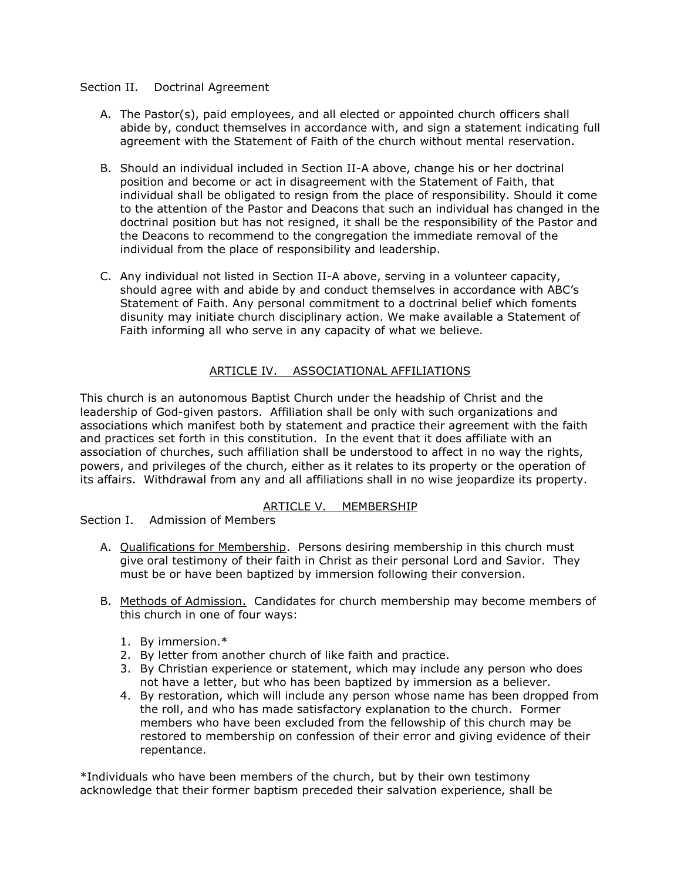Section II. Doctrinal Agreement

A. The Pastor(s), paid employees, and all elected or appointed church officers shall abide by, conduct themselves in accordance with, and sign a statement indicating full agreement with the Statement of Faith of the church without mental reservation.

B. Should an individual included in Section II-A above, change his or her doctrinal position and become or act in disagreement with the Statement of Faith, that individual shall be obligated to resign from the place of responsibility. Should it come to the attention of the Pastor and Deacons that such an individual has changed in the doctrinal position but has not resigned, it shall be the responsibility of the Pastor and the Deacons to recommend to the congregation the immediate removal of the individual from the place of responsibility and leadership.

C. Any individual not listed in Section II-A above, serving in a volunteer capacity, should agree with and abide by and conduct themselves in accordance with ABC's Statement of Faith. Any personal commitment to a doctrinal belief which foments disunity may initiate church disciplinary action. We make available a Statement of Faith informing all who serve in any capacity of what we believe.

## ARTICLE IV. ASSOCIATIONAL AFFILIATIONS

This church is an autonomous Baptist Church under the headship of Christ and the leadership of God-given pastors. Affiliation shall be only with such organizations and associations which manifest both by statement and practice their agreement with the faith and practices set forth in this constitution. In the event that it does affiliate with an association of churches, such affiliation shall be understood to affect in no way the rights, powers, and privileges of the church, either as it relates to its property or the operation of its affairs. Withdrawal from any and all affiliations shall in no wise jeopardize its property.

## ARTICLE V. MEMBERSHIP

Section I. Admission of Members

A. Qualifications for Membership. Persons desiring membership in this church must give oral testimony of their faith in Christ as their personal Lord and Savior. They must be or have been baptized by immersion following their conversion.

B. Methods of Admission. Candidates for church membership may become members of this church in one of four ways:

1. By immersion.*
2. By letter from another church of like faith and practice.
3. By Christian experience or statement, which may include any person who does not have a letter, but who has been baptized by immersion as a believer.
4. By restoration, which will include any person whose name has been dropped from the roll, and who has made satisfactory explanation to the church. Former members who have been excluded from the fellowship of this church may be restored to membership on confession of their error and giving evidence of their repentance.

*Individuals who have been members of the church, but by their own testimony acknowledge that their former baptism preceded their salvation experience, shall be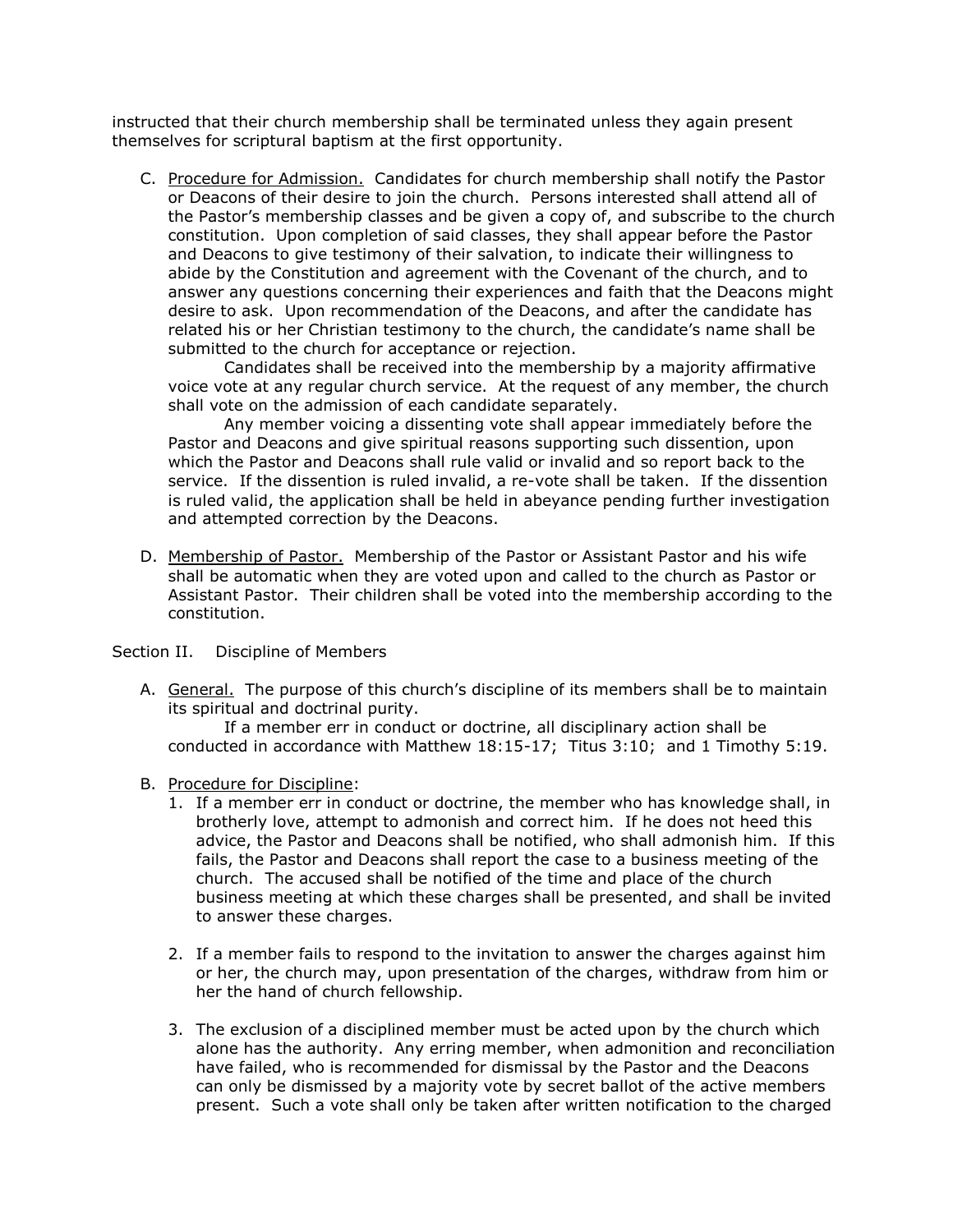instructed that their church membership shall be terminated unless they again present themselves for scriptural baptism at the first opportunity.

C. <u>Procedure for Admission.</u> Candidates for church membership shall notify the Pastor or Deacons of their desire to join the church. Persons interested shall attend all of the Pastor's membership classes and be given a copy of, and subscribe to the church constitution. Upon completion of said classes, they shall appear before the Pastor and Deacons to give testimony of their salvation, to indicate their willingness to abide by the Constitution and agreement with the Covenant of the church, and to answer any questions concerning their experiences and faith that the Deacons might desire to ask. Upon recommendation of the Deacons, and after the candidate has related his or her Christian testimony to the church, the candidate's name shall be submitted to the church for acceptance or rejection.

   Candidates shall be received into the membership by a majority affirmative voice vote at any regular church service. At the request of any member, the church shall vote on the admission of each candidate separately.

   Any member voicing a dissenting vote shall appear immediately before the Pastor and Deacons and give spiritual reasons supporting such dissention, upon which the Pastor and Deacons shall rule valid or invalid and so report back to the service. If the dissention is ruled invalid, a re-vote shall be taken. If the dissention is ruled valid, the application shall be held in abeyance pending further investigation and attempted correction by the Deacons.

D. <u>Membership of Pastor.</u> Membership of the Pastor or Assistant Pastor and his wife shall be automatic when they are voted upon and called to the church as Pastor or Assistant Pastor. Their children shall be voted into the membership according to the constitution.

Section II. Discipline of Members

A. <u>General.</u> The purpose of this church's discipline of its members shall be to maintain its spiritual and doctrinal purity.

   If a member err in conduct or doctrine, all disciplinary action shall be conducted in accordance with Matthew 18:15-17; Titus 3:10; and 1 Timothy 5:19.

B. <u>Procedure for Discipline</u>:
   1. If a member err in conduct or doctrine, the member who has knowledge shall, in brotherly love, attempt to admonish and correct him. If he does not heed this advice, the Pastor and Deacons shall be notified, who shall admonish him. If this fails, the Pastor and Deacons shall report the case to a business meeting of the church. The accused shall be notified of the time and place of the church business meeting at which these charges shall be presented, and shall be invited to answer these charges.

   2. If a member fails to respond to the invitation to answer the charges against him or her, the church may, upon presentation of the charges, withdraw from him or her the hand of church fellowship.

   3. The exclusion of a disciplined member must be acted upon by the church which alone has the authority. Any erring member, when admonition and reconciliation have failed, who is recommended for dismissal by the Pastor and the Deacons can only be dismissed by a majority vote by secret ballot of the active members present. Such a vote shall only be taken after written notification to the charged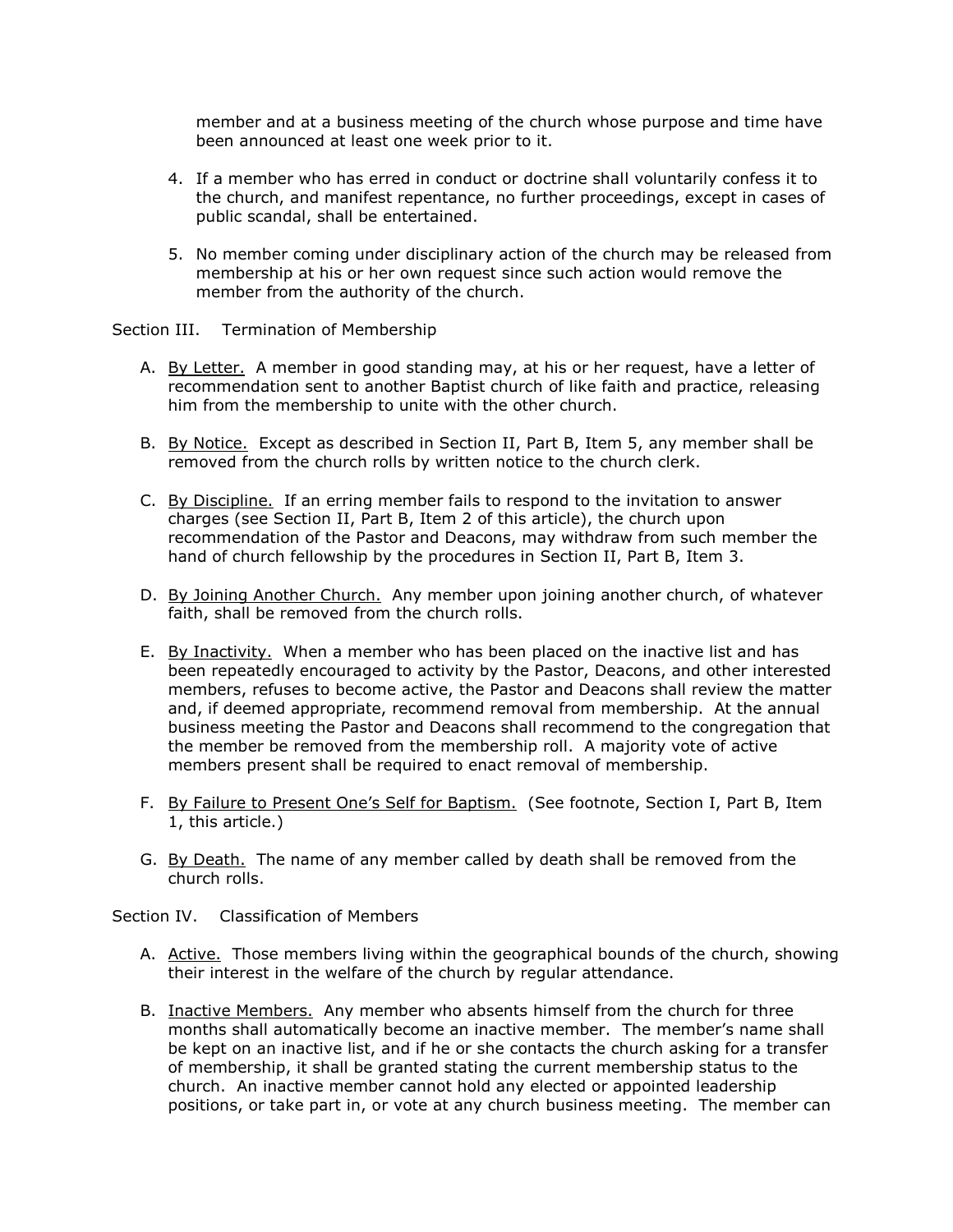member and at a business meeting of the church whose purpose and time have been announced at least one week prior to it.

4. If a member who has erred in conduct or doctrine shall voluntarily confess it to the church, and manifest repentance, no further proceedings, except in cases of public scandal, shall be entertained.

5. No member coming under disciplinary action of the church may be released from membership at his or her own request since such action would remove the member from the authority of the church.

Section III. Termination of Membership

A. By Letter. A member in good standing may, at his or her request, have a letter of recommendation sent to another Baptist church of like faith and practice, releasing him from the membership to unite with the other church.

B. By Notice. Except as described in Section II, Part B, Item 5, any member shall be removed from the church rolls by written notice to the church clerk.

C. By Discipline. If an erring member fails to respond to the invitation to answer charges (see Section II, Part B, Item 2 of this article), the church upon recommendation of the Pastor and Deacons, may withdraw from such member the hand of church fellowship by the procedures in Section II, Part B, Item 3.

D. By Joining Another Church. Any member upon joining another church, of whatever faith, shall be removed from the church rolls.

E. By Inactivity. When a member who has been placed on the inactive list and has been repeatedly encouraged to activity by the Pastor, Deacons, and other interested members, refuses to become active, the Pastor and Deacons shall review the matter and, if deemed appropriate, recommend removal from membership. At the annual business meeting the Pastor and Deacons shall recommend to the congregation that the member be removed from the membership roll. A majority vote of active members present shall be required to enact removal of membership.

F. By Failure to Present One's Self for Baptism. (See footnote, Section I, Part B, Item 1, this article.)

G. By Death. The name of any member called by death shall be removed from the church rolls.

Section IV. Classification of Members

A. Active. Those members living within the geographical bounds of the church, showing their interest in the welfare of the church by regular attendance.

B. Inactive Members. Any member who absents himself from the church for three months shall automatically become an inactive member. The member's name shall be kept on an inactive list, and if he or she contacts the church asking for a transfer of membership, it shall be granted stating the current membership status to the church. An inactive member cannot hold any elected or appointed leadership positions, or take part in, or vote at any church business meeting. The member can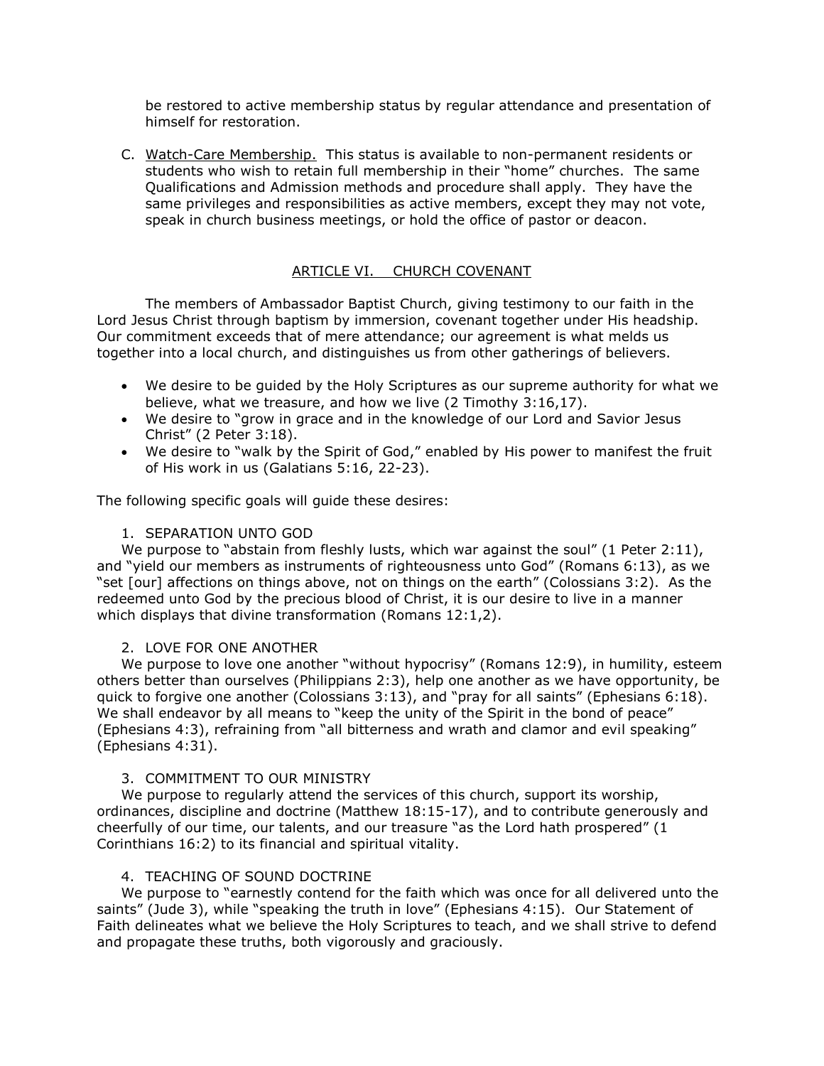be restored to active membership status by regular attendance and presentation of himself for restoration.

C. Watch-Care Membership. This status is available to non-permanent residents or students who wish to retain full membership in their "home" churches. The same Qualifications and Admission methods and procedure shall apply. They have the same privileges and responsibilities as active members, except they may not vote, speak in church business meetings, or hold the office of pastor or deacon.

## ARTICLE VI. CHURCH COVENANT

The members of Ambassador Baptist Church, giving testimony to our faith in the Lord Jesus Christ through baptism by immersion, covenant together under His headship. Our commitment exceeds that of mere attendance; our agreement is what melds us together into a local church, and distinguishes us from other gatherings of believers.

- We desire to be guided by the Holy Scriptures as our supreme authority for what we believe, what we treasure, and how we live (2 Timothy 3:16,17).
- We desire to "grow in grace and in the knowledge of our Lord and Savior Jesus Christ" (2 Peter 3:18).
- We desire to "walk by the Spirit of God," enabled by His power to manifest the fruit of His work in us (Galatians 5:16, 22-23).

The following specific goals will guide these desires:

1. SEPARATION UNTO GOD

We purpose to "abstain from fleshly lusts, which war against the soul" (1 Peter 2:11), and "yield our members as instruments of righteousness unto God" (Romans 6:13), as we "set [our] affections on things above, not on things on the earth" (Colossians 3:2). As the redeemed unto God by the precious blood of Christ, it is our desire to live in a manner which displays that divine transformation (Romans 12:1,2).

2. LOVE FOR ONE ANOTHER

We purpose to love one another "without hypocrisy" (Romans 12:9), in humility, esteem others better than ourselves (Philippians 2:3), help one another as we have opportunity, be quick to forgive one another (Colossians 3:13), and "pray for all saints" (Ephesians 6:18). We shall endeavor by all means to "keep the unity of the Spirit in the bond of peace" (Ephesians 4:3), refraining from "all bitterness and wrath and clamor and evil speaking" (Ephesians 4:31).

3. COMMITMENT TO OUR MINISTRY

We purpose to regularly attend the services of this church, support its worship, ordinances, discipline and doctrine (Matthew 18:15-17), and to contribute generously and cheerfully of our time, our talents, and our treasure "as the Lord hath prospered" (1 Corinthians 16:2) to its financial and spiritual vitality.

4. TEACHING OF SOUND DOCTRINE

We purpose to "earnestly contend for the faith which was once for all delivered unto the saints" (Jude 3), while "speaking the truth in love" (Ephesians 4:15). Our Statement of Faith delineates what we believe the Holy Scriptures to teach, and we shall strive to defend and propagate these truths, both vigorously and graciously.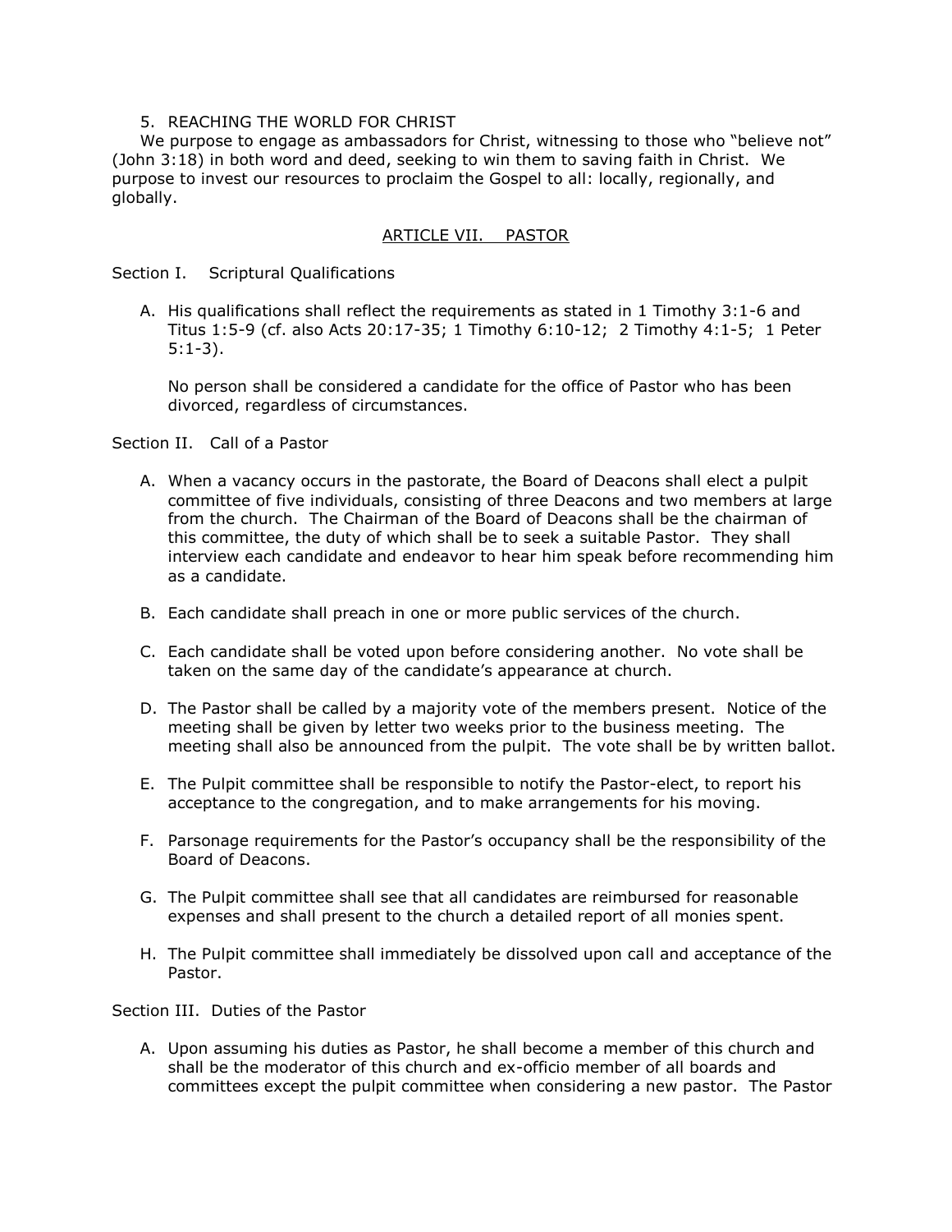5. REACHING THE WORLD FOR CHRIST

We purpose to engage as ambassadors for Christ, witnessing to those who "believe not" (John 3:18) in both word and deed, seeking to win them to saving faith in Christ. We purpose to invest our resources to proclaim the Gospel to all: locally, regionally, and globally.

## ARTICLE VII. PASTOR

Section I. Scriptural Qualifications

A. His qualifications shall reflect the requirements as stated in 1 Timothy 3:1-6 and Titus 1:5-9 (cf. also Acts 20:17-35; 1 Timothy 6:10-12; 2 Timothy 4:1-5; 1 Peter 5:1-3).

   No person shall be considered a candidate for the office of Pastor who has been divorced, regardless of circumstances.

Section II. Call of a Pastor

A. When a vacancy occurs in the pastorate, the Board of Deacons shall elect a pulpit committee of five individuals, consisting of three Deacons and two members at large from the church. The Chairman of the Board of Deacons shall be the chairman of this committee, the duty of which shall be to seek a suitable Pastor. They shall interview each candidate and endeavor to hear him speak before recommending him as a candidate.

B. Each candidate shall preach in one or more public services of the church.

C. Each candidate shall be voted upon before considering another. No vote shall be taken on the same day of the candidate's appearance at church.

D. The Pastor shall be called by a majority vote of the members present. Notice of the meeting shall be given by letter two weeks prior to the business meeting. The meeting shall also be announced from the pulpit. The vote shall be by written ballot.

E. The Pulpit committee shall be responsible to notify the Pastor-elect, to report his acceptance to the congregation, and to make arrangements for his moving.

F. Parsonage requirements for the Pastor's occupancy shall be the responsibility of the Board of Deacons.

G. The Pulpit committee shall see that all candidates are reimbursed for reasonable expenses and shall present to the church a detailed report of all monies spent.

H. The Pulpit committee shall immediately be dissolved upon call and acceptance of the Pastor.

Section III. Duties of the Pastor

A. Upon assuming his duties as Pastor, he shall become a member of this church and shall be the moderator of this church and ex-officio member of all boards and committees except the pulpit committee when considering a new pastor. The Pastor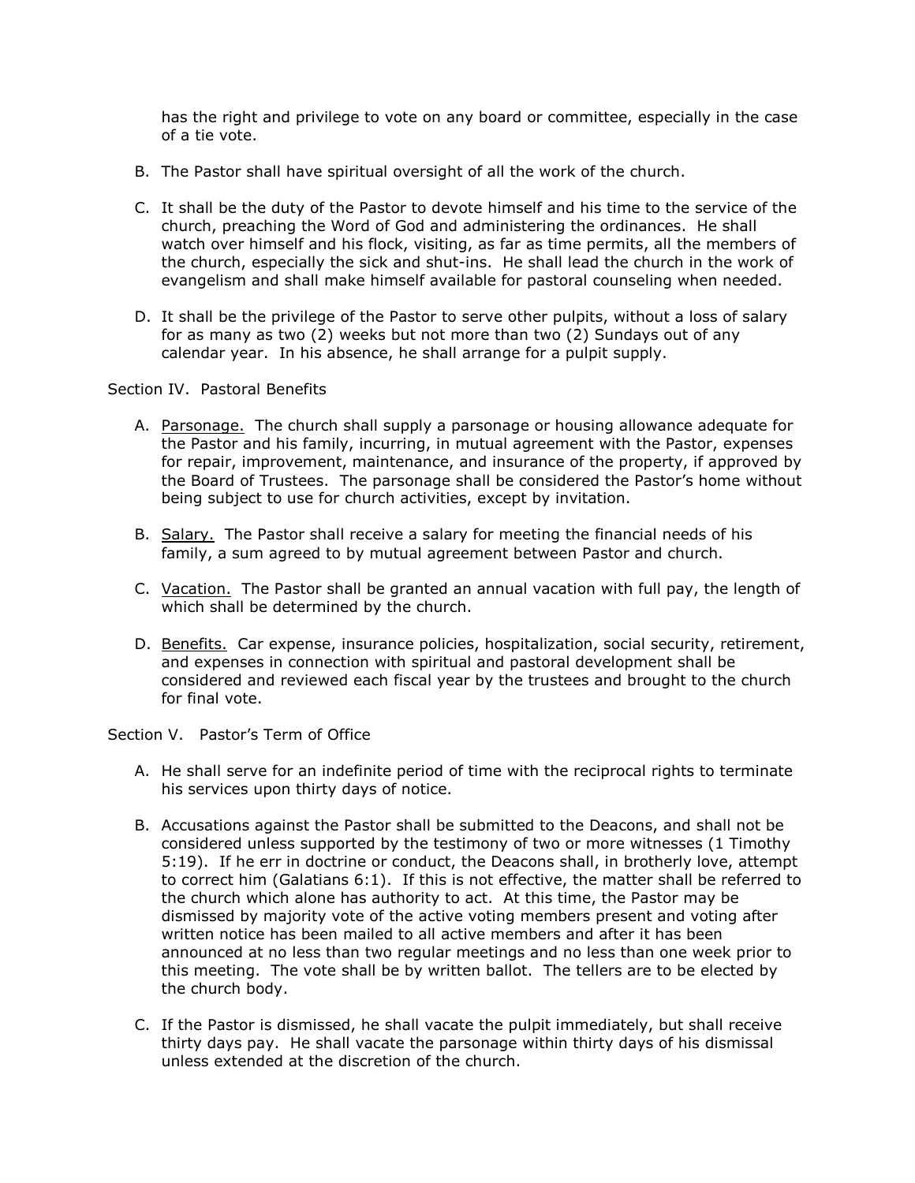has the right and privilege to vote on any board or committee, especially in the case of a tie vote.

B. The Pastor shall have spiritual oversight of all the work of the church.

C. It shall be the duty of the Pastor to devote himself and his time to the service of the church, preaching the Word of God and administering the ordinances. He shall watch over himself and his flock, visiting, as far as time permits, all the members of the church, especially the sick and shut-ins. He shall lead the church in the work of evangelism and shall make himself available for pastoral counseling when needed.

D. It shall be the privilege of the Pastor to serve other pulpits, without a loss of salary for as many as two (2) weeks but not more than two (2) Sundays out of any calendar year. In his absence, he shall arrange for a pulpit supply.

Section IV. Pastoral Benefits

A. Parsonage. The church shall supply a parsonage or housing allowance adequate for the Pastor and his family, incurring, in mutual agreement with the Pastor, expenses for repair, improvement, maintenance, and insurance of the property, if approved by the Board of Trustees. The parsonage shall be considered the Pastor's home without being subject to use for church activities, except by invitation.

B. Salary. The Pastor shall receive a salary for meeting the financial needs of his family, a sum agreed to by mutual agreement between Pastor and church.

C. Vacation. The Pastor shall be granted an annual vacation with full pay, the length of which shall be determined by the church.

D. Benefits. Car expense, insurance policies, hospitalization, social security, retirement, and expenses in connection with spiritual and pastoral development shall be considered and reviewed each fiscal year by the trustees and brought to the church for final vote.

Section V. Pastor's Term of Office

A. He shall serve for an indefinite period of time with the reciprocal rights to terminate his services upon thirty days of notice.

B. Accusations against the Pastor shall be submitted to the Deacons, and shall not be considered unless supported by the testimony of two or more witnesses (1 Timothy 5:19). If he err in doctrine or conduct, the Deacons shall, in brotherly love, attempt to correct him (Galatians 6:1). If this is not effective, the matter shall be referred to the church which alone has authority to act. At this time, the Pastor may be dismissed by majority vote of the active voting members present and voting after written notice has been mailed to all active members and after it has been announced at no less than two regular meetings and no less than one week prior to this meeting. The vote shall be by written ballot. The tellers are to be elected by the church body.

C. If the Pastor is dismissed, he shall vacate the pulpit immediately, but shall receive thirty days pay. He shall vacate the parsonage within thirty days of his dismissal unless extended at the discretion of the church.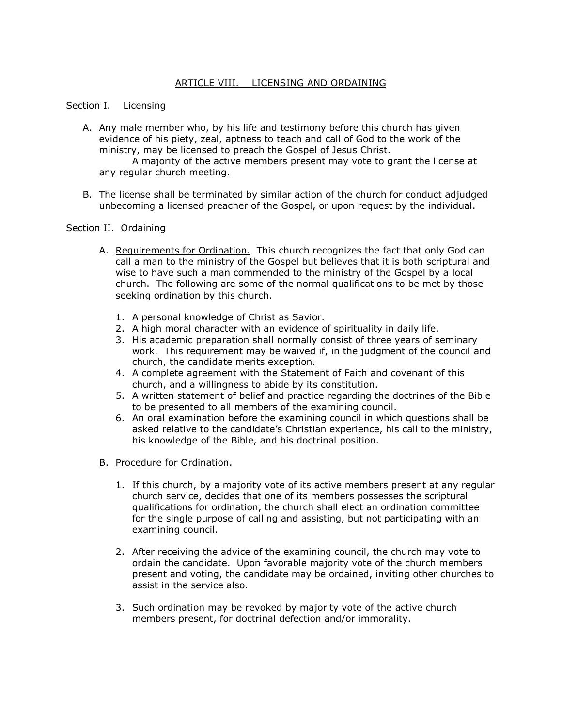## ARTICLE VIII. LICENSING AND ORDAINING

Section I. Licensing

A. Any male member who, by his life and testimony before this church has given evidence of his piety, zeal, aptness to teach and call of God to the work of the ministry, may be licensed to preach the Gospel of Jesus Christ.
   A majority of the active members present may vote to grant the license at any regular church meeting.

B. The license shall be terminated by similar action of the church for conduct adjudged unbecoming a licensed preacher of the Gospel, or upon request by the individual.

Section II. Ordaining

A. Requirements for Ordination. This church recognizes the fact that only God can call a man to the ministry of the Gospel but believes that it is both scriptural and wise to have such a man commended to the ministry of the Gospel by a local church. The following are some of the normal qualifications to be met by those seeking ordination by this church.

   1. A personal knowledge of Christ as Savior.
   2. A high moral character with an evidence of spirituality in daily life.
   3. His academic preparation shall normally consist of three years of seminary work. This requirement may be waived if, in the judgment of the council and church, the candidate merits exception.
   4. A complete agreement with the Statement of Faith and covenant of this church, and a willingness to abide by its constitution.
   5. A written statement of belief and practice regarding the doctrines of the Bible to be presented to all members of the examining council.
   6. An oral examination before the examining council in which questions shall be asked relative to the candidate's Christian experience, his call to the ministry, his knowledge of the Bible, and his doctrinal position.

B. Procedure for Ordination.

   1. If this church, by a majority vote of its active members present at any regular church service, decides that one of its members possesses the scriptural qualifications for ordination, the church shall elect an ordination committee for the single purpose of calling and assisting, but not participating with an examining council.

   2. After receiving the advice of the examining council, the church may vote to ordain the candidate. Upon favorable majority vote of the church members present and voting, the candidate may be ordained, inviting other churches to assist in the service also.

   3. Such ordination may be revoked by majority vote of the active church members present, for doctrinal defection and/or immorality.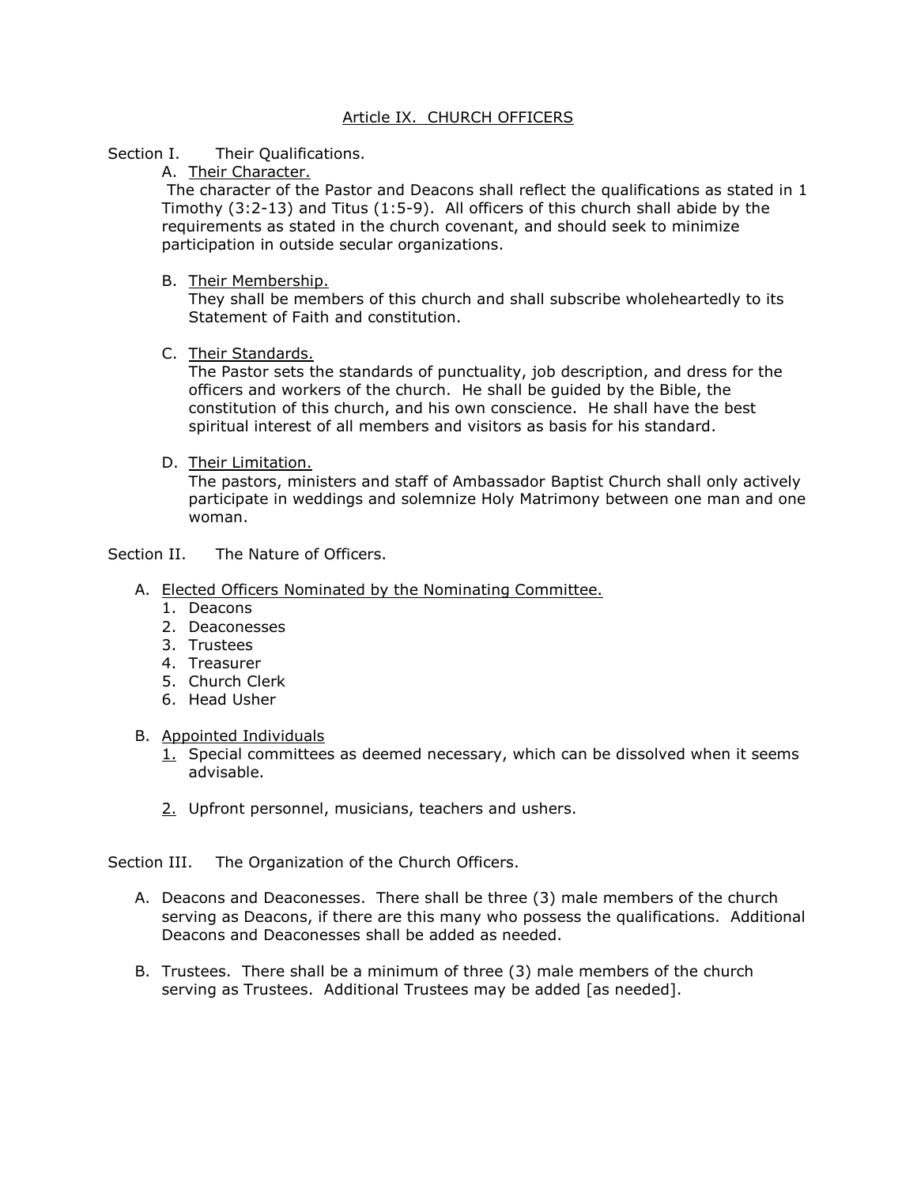## Article IX. CHURCH OFFICERS

Section I. Their Qualifications.

A. Their Character.

The character of the Pastor and Deacons shall reflect the qualifications as stated in 1 Timothy (3:2-13) and Titus (1:5-9). All officers of this church shall abide by the requirements as stated in the church covenant, and should seek to minimize participation in outside secular organizations.

B. Their Membership.

They shall be members of this church and shall subscribe wholeheartedly to its Statement of Faith and constitution.

C. Their Standards.

The Pastor sets the standards of punctuality, job description, and dress for the officers and workers of the church. He shall be guided by the Bible, the constitution of this church, and his own conscience. He shall have the best spiritual interest of all members and visitors as basis for his standard.

D. Their Limitation.

The pastors, ministers and staff of Ambassador Baptist Church shall only actively participate in weddings and solemnize Holy Matrimony between one man and one woman.

Section II. The Nature of Officers.

A. Elected Officers Nominated by the Nominating Committee.

1. Deacons
2. Deaconesses
3. Trustees
4. Treasurer
5. Church Clerk
6. Head Usher

B. Appointed Individuals

1. Special committees as deemed necessary, which can be dissolved when it seems advisable.

2. Upfront personnel, musicians, teachers and ushers.

Section III. The Organization of the Church Officers.

A. Deacons and Deaconesses. There shall be three (3) male members of the church serving as Deacons, if there are this many who possess the qualifications. Additional Deacons and Deaconesses shall be added as needed.

B. Trustees. There shall be a minimum of three (3) male members of the church serving as Trustees. Additional Trustees may be added [as needed].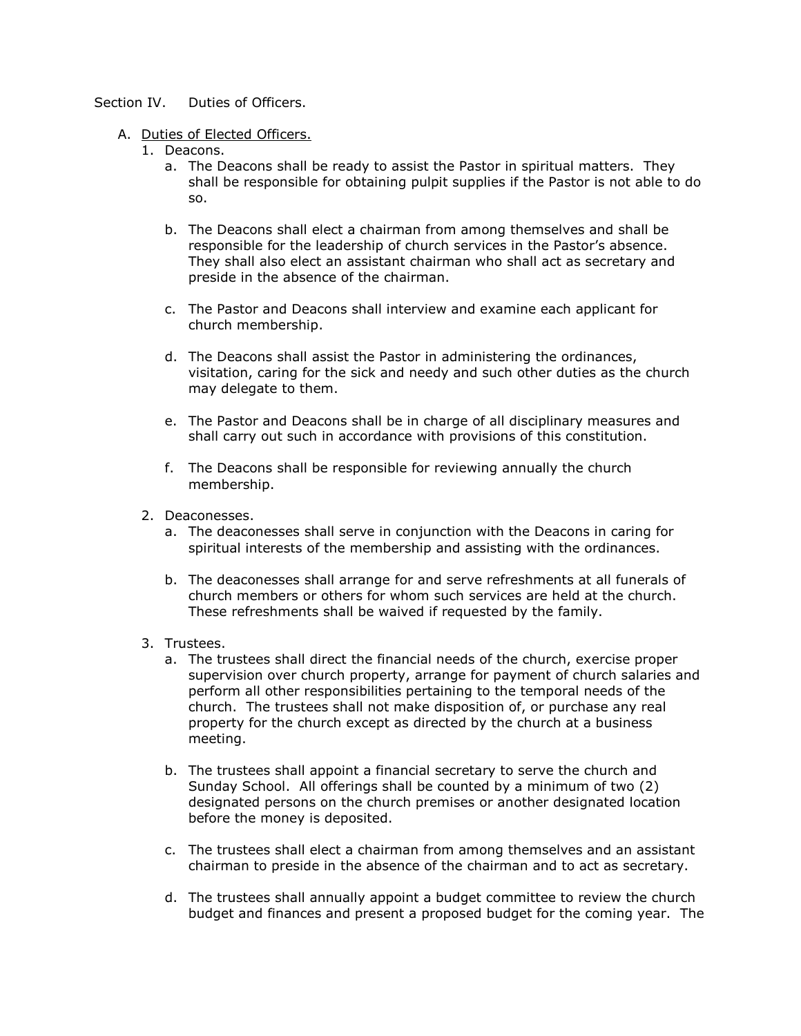Section IV. Duties of Officers.

A. Duties of Elected Officers.

1. Deacons.
    a. The Deacons shall be ready to assist the Pastor in spiritual matters. They shall be responsible for obtaining pulpit supplies if the Pastor is not able to do so.

    b. The Deacons shall elect a chairman from among themselves and shall be responsible for the leadership of church services in the Pastor's absence. They shall also elect an assistant chairman who shall act as secretary and preside in the absence of the chairman.

    c. The Pastor and Deacons shall interview and examine each applicant for church membership.

    d. The Deacons shall assist the Pastor in administering the ordinances, visitation, caring for the sick and needy and such other duties as the church may delegate to them.

    e. The Pastor and Deacons shall be in charge of all disciplinary measures and shall carry out such in accordance with provisions of this constitution.

    f. The Deacons shall be responsible for reviewing annually the church membership.

2. Deaconesses.
    a. The deaconesses shall serve in conjunction with the Deacons in caring for spiritual interests of the membership and assisting with the ordinances.

    b. The deaconesses shall arrange for and serve refreshments at all funerals of church members or others for whom such services are held at the church. These refreshments shall be waived if requested by the family.

3. Trustees.
    a. The trustees shall direct the financial needs of the church, exercise proper supervision over church property, arrange for payment of church salaries and perform all other responsibilities pertaining to the temporal needs of the church. The trustees shall not make disposition of, or purchase any real property for the church except as directed by the church at a business meeting.

    b. The trustees shall appoint a financial secretary to serve the church and Sunday School. All offerings shall be counted by a minimum of two (2) designated persons on the church premises or another designated location before the money is deposited.

    c. The trustees shall elect a chairman from among themselves and an assistant chairman to preside in the absence of the chairman and to act as secretary.

    d. The trustees shall annually appoint a budget committee to review the church budget and finances and present a proposed budget for the coming year. The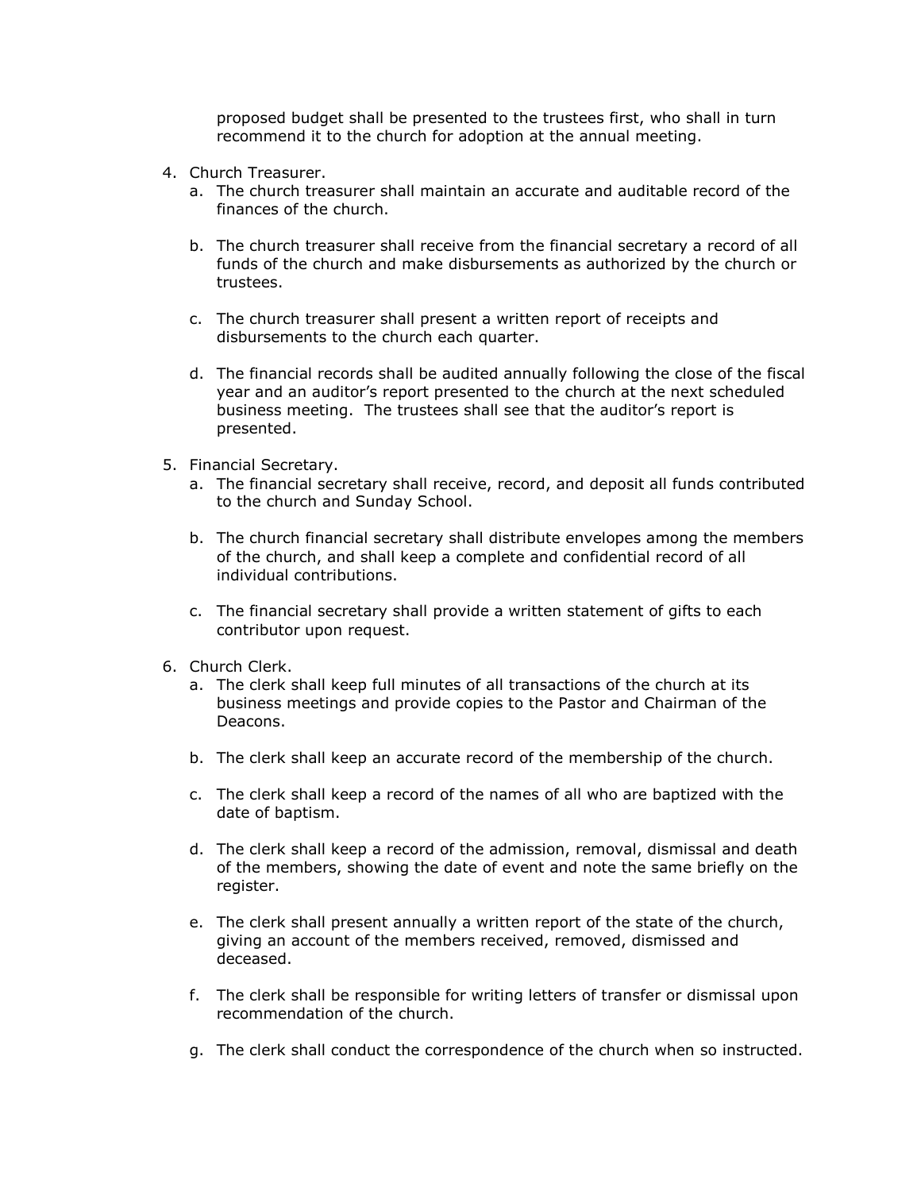proposed budget shall be presented to the trustees first, who shall in turn recommend it to the church for adoption at the annual meeting.

4. Church Treasurer.
   a. The church treasurer shall maintain an accurate and auditable record of the finances of the church.

   b. The church treasurer shall receive from the financial secretary a record of all funds of the church and make disbursements as authorized by the church or trustees.

   c. The church treasurer shall present a written report of receipts and disbursements to the church each quarter.

   d. The financial records shall be audited annually following the close of the fiscal year and an auditor's report presented to the church at the next scheduled business meeting. The trustees shall see that the auditor's report is presented.

5. Financial Secretary.
   a. The financial secretary shall receive, record, and deposit all funds contributed to the church and Sunday School.

   b. The church financial secretary shall distribute envelopes among the members of the church, and shall keep a complete and confidential record of all individual contributions.

   c. The financial secretary shall provide a written statement of gifts to each contributor upon request.

6. Church Clerk.
   a. The clerk shall keep full minutes of all transactions of the church at its business meetings and provide copies to the Pastor and Chairman of the Deacons.

   b. The clerk shall keep an accurate record of the membership of the church.

   c. The clerk shall keep a record of the names of all who are baptized with the date of baptism.

   d. The clerk shall keep a record of the admission, removal, dismissal and death of the members, showing the date of event and note the same briefly on the register.

   e. The clerk shall present annually a written report of the state of the church, giving an account of the members received, removed, dismissed and deceased.

   f. The clerk shall be responsible for writing letters of transfer or dismissal upon recommendation of the church.

   g. The clerk shall conduct the correspondence of the church when so instructed.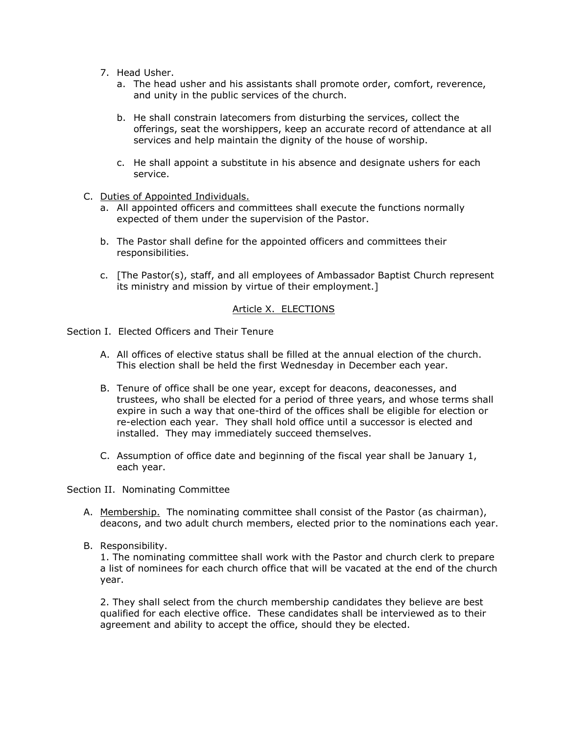7. Head Usher.
    a. The head usher and his assistants shall promote order, comfort, reverence, and unity in the public services of the church.

    b. He shall constrain latecomers from disturbing the services, collect the offerings, seat the worshippers, keep an accurate record of attendance at all services and help maintain the dignity of the house of worship.

    c. He shall appoint a substitute in his absence and designate ushers for each service.

C. Duties of Appointed Individuals.
    a. All appointed officers and committees shall execute the functions normally expected of them under the supervision of the Pastor.

    b. The Pastor shall define for the appointed officers and committees their responsibilities.

    c. [The Pastor(s), staff, and all employees of Ambassador Baptist Church represent its ministry and mission by virtue of their employment.]

## Article X. ELECTIONS

Section I. Elected Officers and Their Tenure

A. All offices of elective status shall be filled at the annual election of the church. This election shall be held the first Wednesday in December each year.

B. Tenure of office shall be one year, except for deacons, deaconesses, and trustees, who shall be elected for a period of three years, and whose terms shall expire in such a way that one-third of the offices shall be eligible for election or re-election each year. They shall hold office until a successor is elected and installed. They may immediately succeed themselves.

C. Assumption of office date and beginning of the fiscal year shall be January 1, each year.

Section II. Nominating Committee

A. Membership. The nominating committee shall consist of the Pastor (as chairman), deacons, and two adult church members, elected prior to the nominations each year.

B. Responsibility.

1. The nominating committee shall work with the Pastor and church clerk to prepare a list of nominees for each church office that will be vacated at the end of the church year.

2. They shall select from the church membership candidates they believe are best qualified for each elective office. These candidates shall be interviewed as to their agreement and ability to accept the office, should they be elected.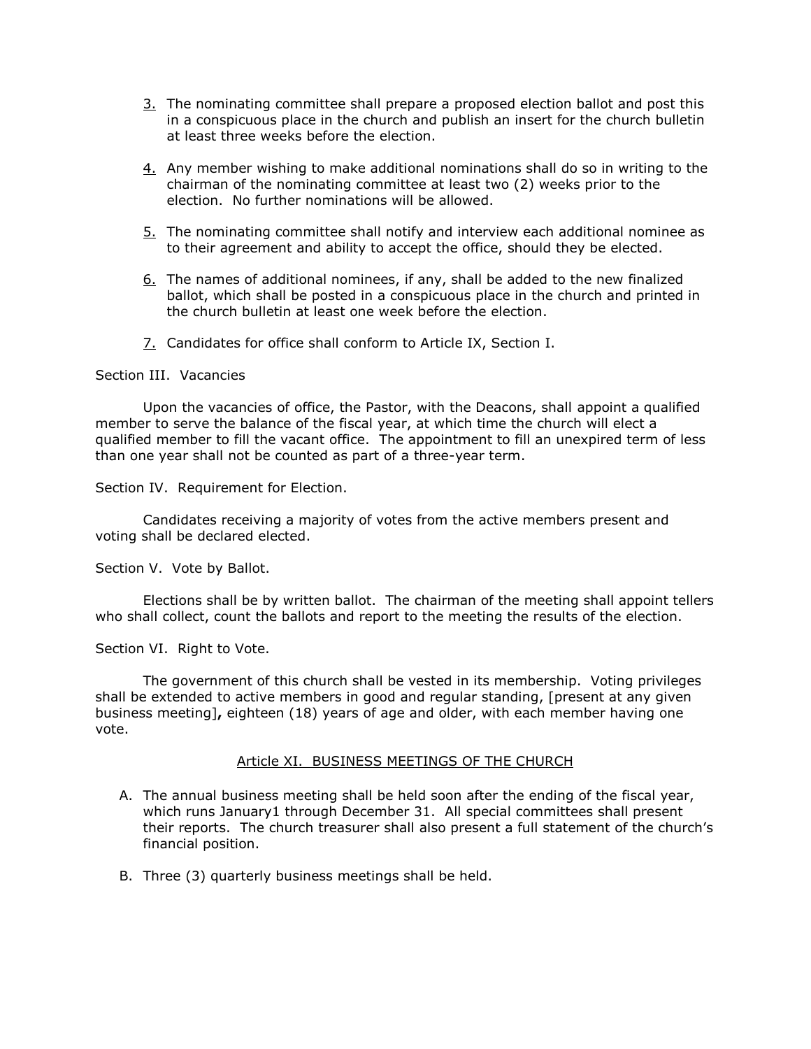3. The nominating committee shall prepare a proposed election ballot and post this in a conspicuous place in the church and publish an insert for the church bulletin at least three weeks before the election.

4. Any member wishing to make additional nominations shall do so in writing to the chairman of the nominating committee at least two (2) weeks prior to the election. No further nominations will be allowed.

5. The nominating committee shall notify and interview each additional nominee as to their agreement and ability to accept the office, should they be elected.

6. The names of additional nominees, if any, shall be added to the new finalized ballot, which shall be posted in a conspicuous place in the church and printed in the church bulletin at least one week before the election.

7. Candidates for office shall conform to Article IX, Section I.

Section III. Vacancies

Upon the vacancies of office, the Pastor, with the Deacons, shall appoint a qualified member to serve the balance of the fiscal year, at which time the church will elect a qualified member to fill the vacant office. The appointment to fill an unexpired term of less than one year shall not be counted as part of a three-year term.

Section IV. Requirement for Election.

Candidates receiving a majority of votes from the active members present and voting shall be declared elected.

Section V. Vote by Ballot.

Elections shall be by written ballot. The chairman of the meeting shall appoint tellers who shall collect, count the ballots and report to the meeting the results of the election.

Section VI. Right to Vote.

The government of this church shall be vested in its membership. Voting privileges shall be extended to active members in good and regular standing, [present at any given business meeting]**,** eighteen (18) years of age and older, with each member having one vote.

## Article XI. BUSINESS MEETINGS OF THE CHURCH

A. The annual business meeting shall be held soon after the ending of the fiscal year, which runs January1 through December 31. All special committees shall present their reports. The church treasurer shall also present a full statement of the church's financial position.

B. Three (3) quarterly business meetings shall be held.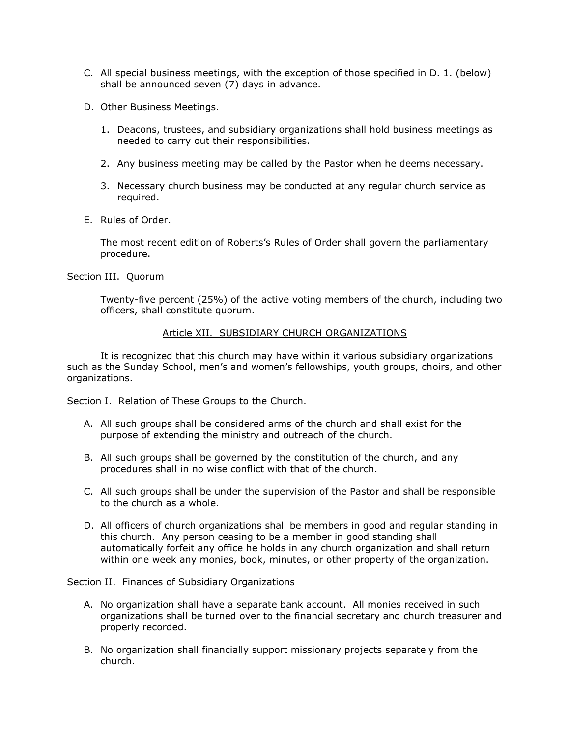C. All special business meetings, with the exception of those specified in D. 1. (below) shall be announced seven (7) days in advance.

D. Other Business Meetings.

   1. Deacons, trustees, and subsidiary organizations shall hold business meetings as needed to carry out their responsibilities.

   2. Any business meeting may be called by the Pastor when he deems necessary.

   3. Necessary church business may be conducted at any regular church service as required.

E. Rules of Order.

   The most recent edition of Roberts's Rules of Order shall govern the parliamentary procedure.

Section III. Quorum

Twenty-five percent (25%) of the active voting members of the church, including two officers, shall constitute quorum.

## Article XII. SUBSIDIARY CHURCH ORGANIZATIONS

It is recognized that this church may have within it various subsidiary organizations such as the Sunday School, men's and women's fellowships, youth groups, choirs, and other organizations.

Section I. Relation of These Groups to the Church.

A. All such groups shall be considered arms of the church and shall exist for the purpose of extending the ministry and outreach of the church.

B. All such groups shall be governed by the constitution of the church, and any procedures shall in no wise conflict with that of the church.

C. All such groups shall be under the supervision of the Pastor and shall be responsible to the church as a whole.

D. All officers of church organizations shall be members in good and regular standing in this church. Any person ceasing to be a member in good standing shall automatically forfeit any office he holds in any church organization and shall return within one week any monies, book, minutes, or other property of the organization.

Section II. Finances of Subsidiary Organizations

A. No organization shall have a separate bank account. All monies received in such organizations shall be turned over to the financial secretary and church treasurer and properly recorded.

B. No organization shall financially support missionary projects separately from the church.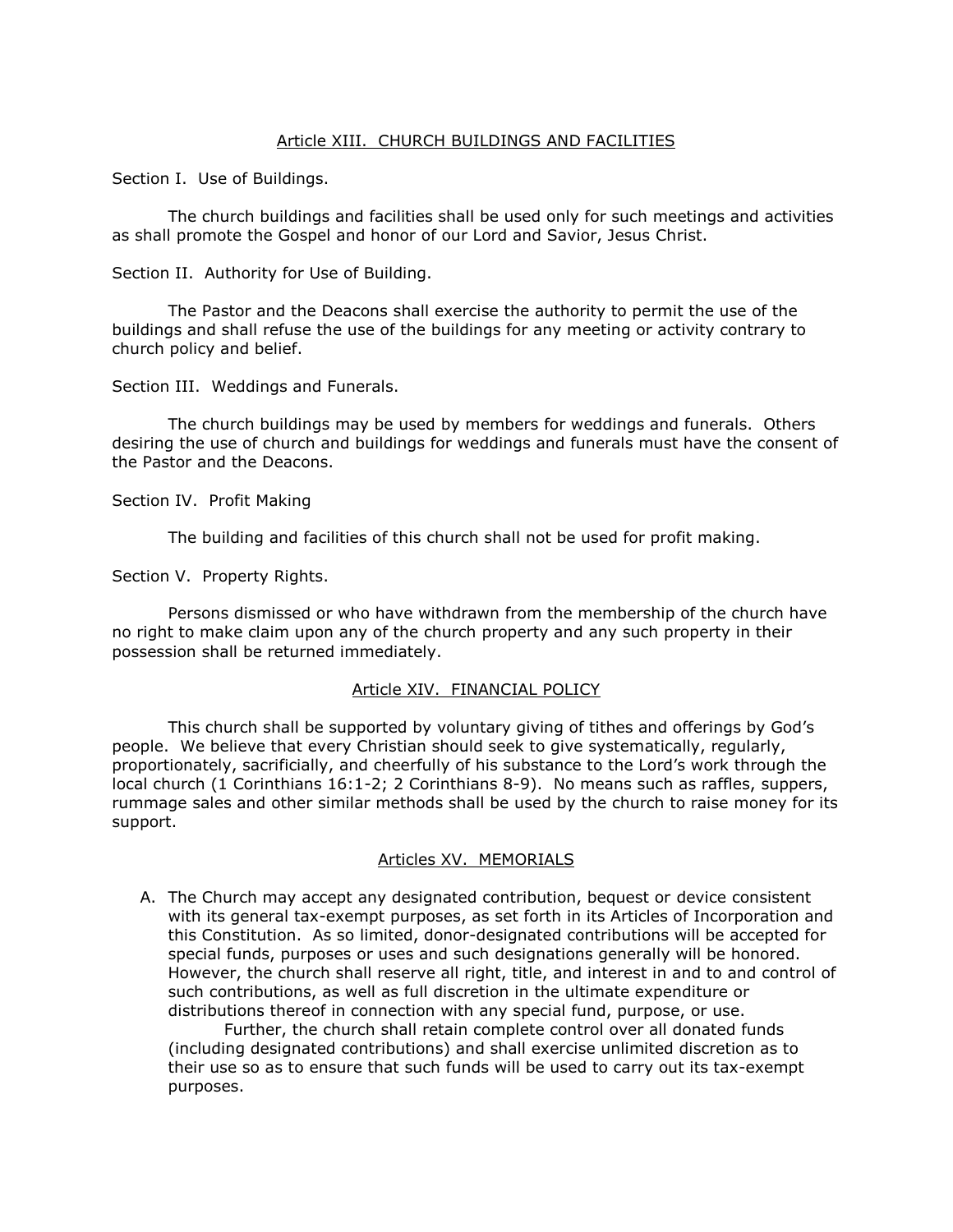## Article XIII. CHURCH BUILDINGS AND FACILITIES

Section I. Use of Buildings.

The church buildings and facilities shall be used only for such meetings and activities as shall promote the Gospel and honor of our Lord and Savior, Jesus Christ.

Section II. Authority for Use of Building.

The Pastor and the Deacons shall exercise the authority to permit the use of the buildings and shall refuse the use of the buildings for any meeting or activity contrary to church policy and belief.

Section III. Weddings and Funerals.

The church buildings may be used by members for weddings and funerals. Others desiring the use of church and buildings for weddings and funerals must have the consent of the Pastor and the Deacons.

Section IV. Profit Making

The building and facilities of this church shall not be used for profit making.

Section V. Property Rights.

Persons dismissed or who have withdrawn from the membership of the church have no right to make claim upon any of the church property and any such property in their possession shall be returned immediately.

## Article XIV. FINANCIAL POLICY

This church shall be supported by voluntary giving of tithes and offerings by God's people. We believe that every Christian should seek to give systematically, regularly, proportionately, sacrificially, and cheerfully of his substance to the Lord's work through the local church (1 Corinthians 16:1-2; 2 Corinthians 8-9). No means such as raffles, suppers, rummage sales and other similar methods shall be used by the church to raise money for its support.

## Articles XV. MEMORIALS

A. The Church may accept any designated contribution, bequest or device consistent with its general tax-exempt purposes, as set forth in its Articles of Incorporation and this Constitution. As so limited, donor-designated contributions will be accepted for special funds, purposes or uses and such designations generally will be honored. However, the church shall reserve all right, title, and interest in and to and control of such contributions, as well as full discretion in the ultimate expenditure or distributions thereof in connection with any special fund, purpose, or use.

   Further, the church shall retain complete control over all donated funds (including designated contributions) and shall exercise unlimited discretion as to their use so as to ensure that such funds will be used to carry out its tax-exempt purposes.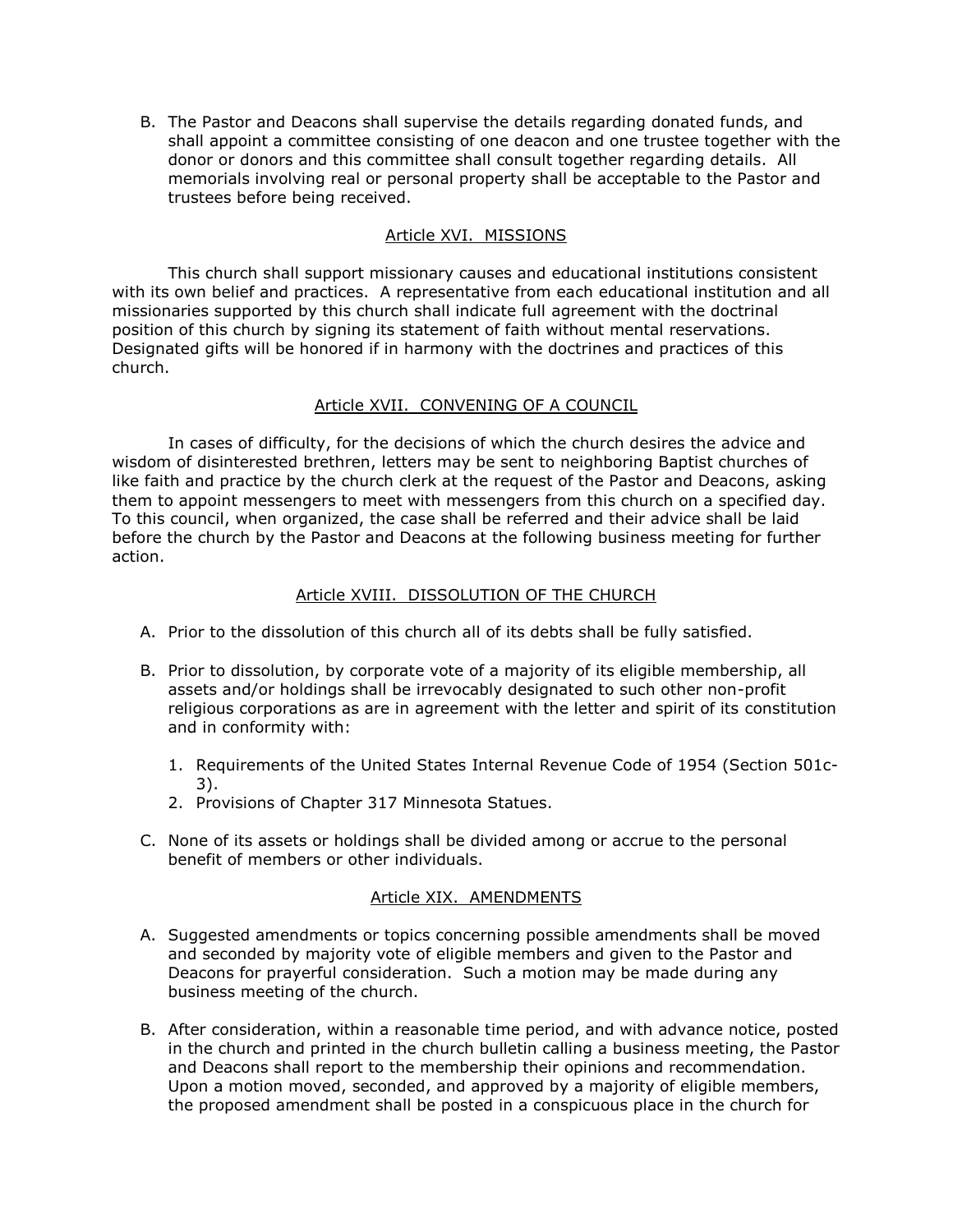B. The Pastor and Deacons shall supervise the details regarding donated funds, and shall appoint a committee consisting of one deacon and one trustee together with the donor or donors and this committee shall consult together regarding details. All memorials involving real or personal property shall be acceptable to the Pastor and trustees before being received.

## Article XVI. MISSIONS

This church shall support missionary causes and educational institutions consistent with its own belief and practices. A representative from each educational institution and all missionaries supported by this church shall indicate full agreement with the doctrinal position of this church by signing its statement of faith without mental reservations. Designated gifts will be honored if in harmony with the doctrines and practices of this church.

## Article XVII. CONVENING OF A COUNCIL

In cases of difficulty, for the decisions of which the church desires the advice and wisdom of disinterested brethren, letters may be sent to neighboring Baptist churches of like faith and practice by the church clerk at the request of the Pastor and Deacons, asking them to appoint messengers to meet with messengers from this church on a specified day. To this council, when organized, the case shall be referred and their advice shall be laid before the church by the Pastor and Deacons at the following business meeting for further action.

## Article XVIII. DISSOLUTION OF THE CHURCH

A. Prior to the dissolution of this church all of its debts shall be fully satisfied.

B. Prior to dissolution, by corporate vote of a majority of its eligible membership, all assets and/or holdings shall be irrevocably designated to such other non-profit religious corporations as are in agreement with the letter and spirit of its constitution and in conformity with:

   1. Requirements of the United States Internal Revenue Code of 1954 (Section 501c-3).
   2. Provisions of Chapter 317 Minnesota Statues.

C. None of its assets or holdings shall be divided among or accrue to the personal benefit of members or other individuals.

## Article XIX. AMENDMENTS

A. Suggested amendments or topics concerning possible amendments shall be moved and seconded by majority vote of eligible members and given to the Pastor and Deacons for prayerful consideration. Such a motion may be made during any business meeting of the church.

B. After consideration, within a reasonable time period, and with advance notice, posted in the church and printed in the church bulletin calling a business meeting, the Pastor and Deacons shall report to the membership their opinions and recommendation. Upon a motion moved, seconded, and approved by a majority of eligible members, the proposed amendment shall be posted in a conspicuous place in the church for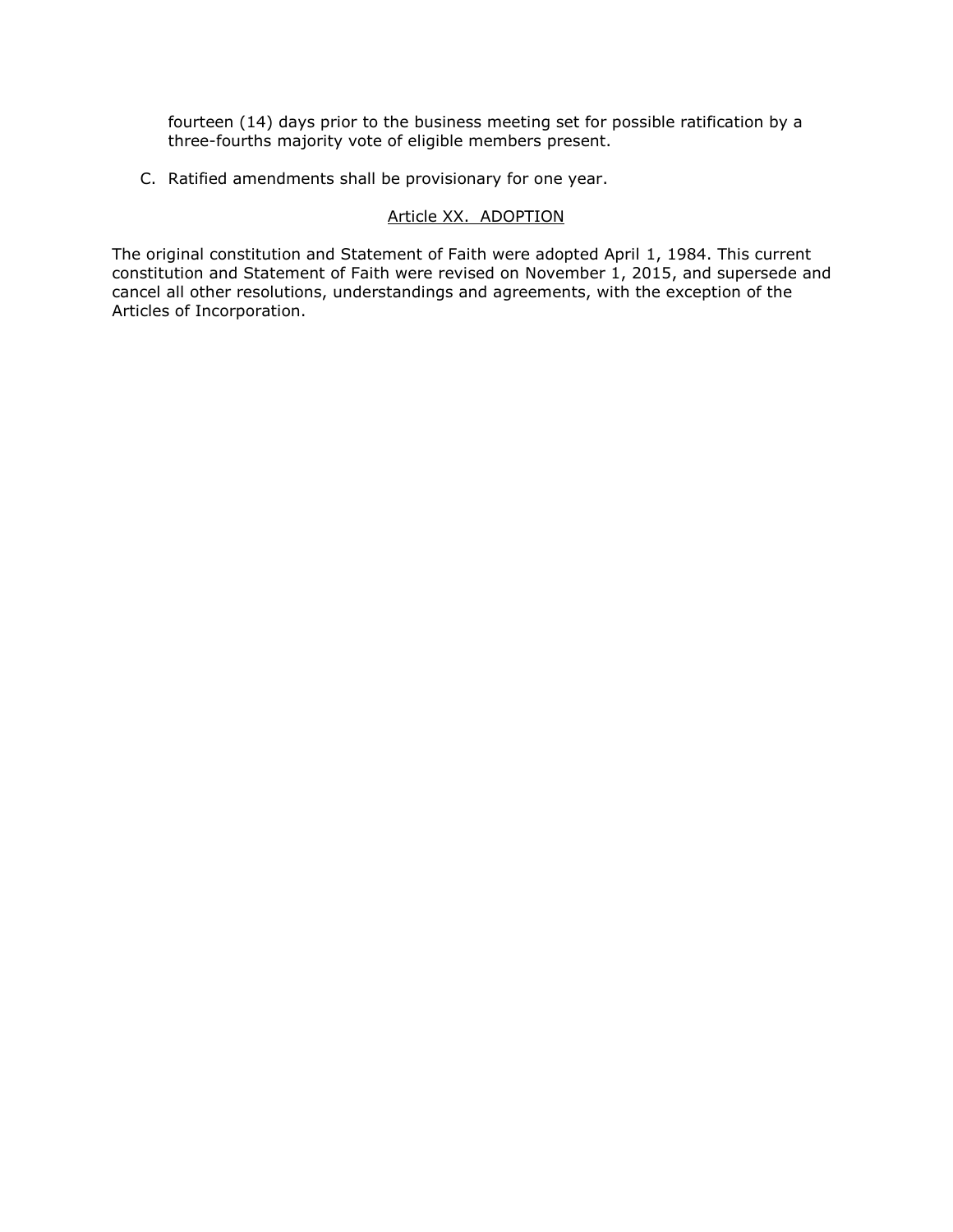fourteen (14) days prior to the business meeting set for possible ratification by a three-fourths majority vote of eligible members present.

C. Ratified amendments shall be provisionary for one year.

## Article XX. ADOPTION

The original constitution and Statement of Faith were adopted April 1, 1984. This current constitution and Statement of Faith were revised on November 1, 2015, and supersede and cancel all other resolutions, understandings and agreements, with the exception of the Articles of Incorporation.